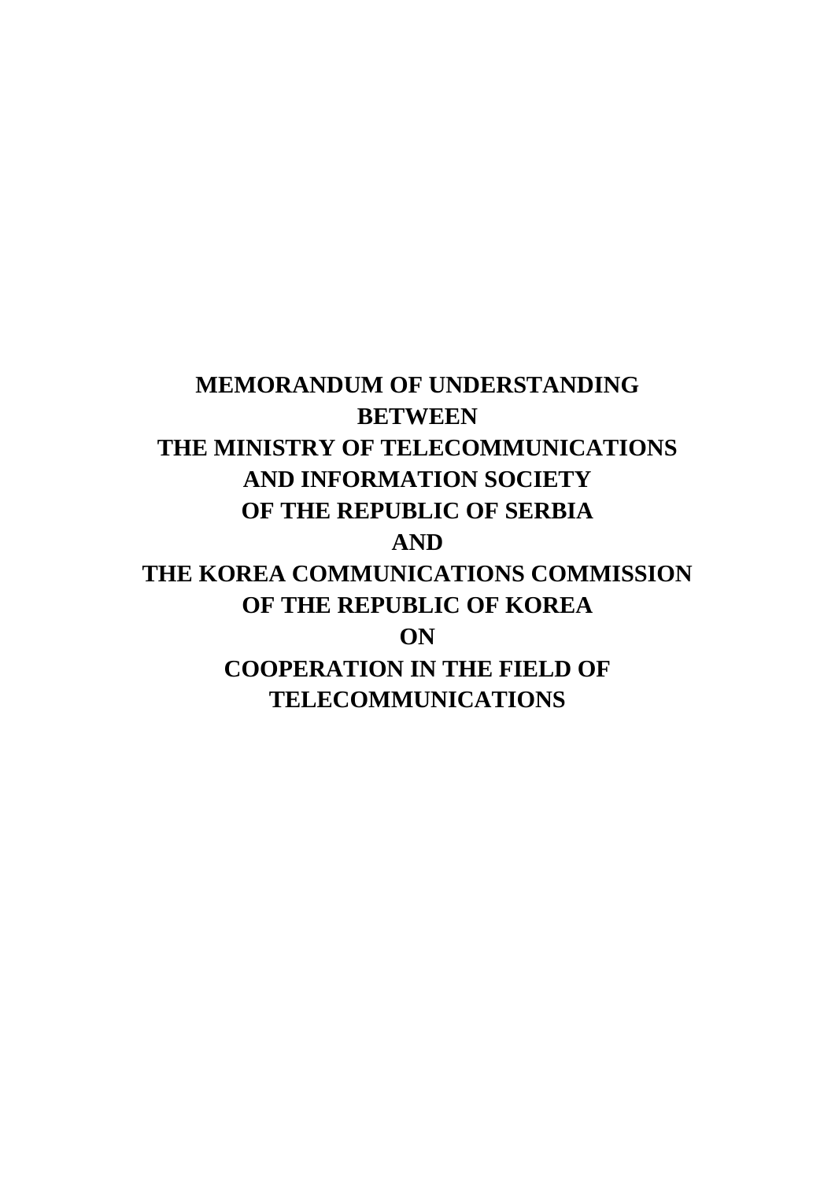# MEMORANDUM OF UNDERSTANDING
# BETWEEN
# THE MINISTRY OF TELECOMMUNICATIONS AND INFORMATION SOCIETY OF THE REPUBLIC OF SERBIA
# AND
# THE KOREA COMMUNICATIONS COMMISSION OF THE REPUBLIC OF KOREA
# ON
# COOPERATION IN THE FIELD OF TELECOMMUNICATIONS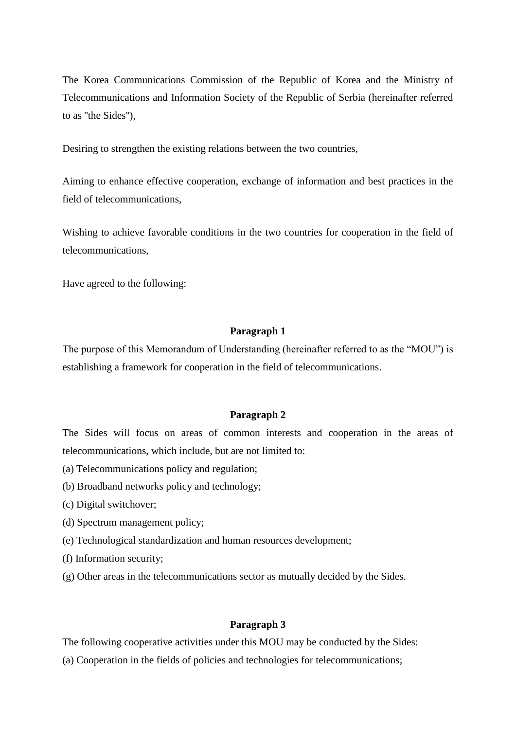The Korea Communications Commission of the Republic of Korea and the Ministry of Telecommunications and Information Society of the Republic of Serbia (hereinafter referred to as "the Sides"),

Desiring to strengthen the existing relations between the two countries,

Aiming to enhance effective cooperation, exchange of information and best practices in the field of telecommunications,

Wishing to achieve favorable conditions in the two countries for cooperation in the field of telecommunications,

Have agreed to the following:

**Paragraph 1**

The purpose of this Memorandum of Understanding (hereinafter referred to as the "MOU") is establishing a framework for cooperation in the field of telecommunications.

**Paragraph 2**

The Sides will focus on areas of common interests and cooperation in the areas of telecommunications, which include, but are not limited to:

(a) Telecommunications policy and regulation;

(b) Broadband networks policy and technology;

(c) Digital switchover;

(d) Spectrum management policy;

(e) Technological standardization and human resources development;

(f) Information security;

(g) Other areas in the telecommunications sector as mutually decided by the Sides.

**Paragraph 3**

The following cooperative activities under this MOU may be conducted by the Sides:

(a) Cooperation in the fields of policies and technologies for telecommunications;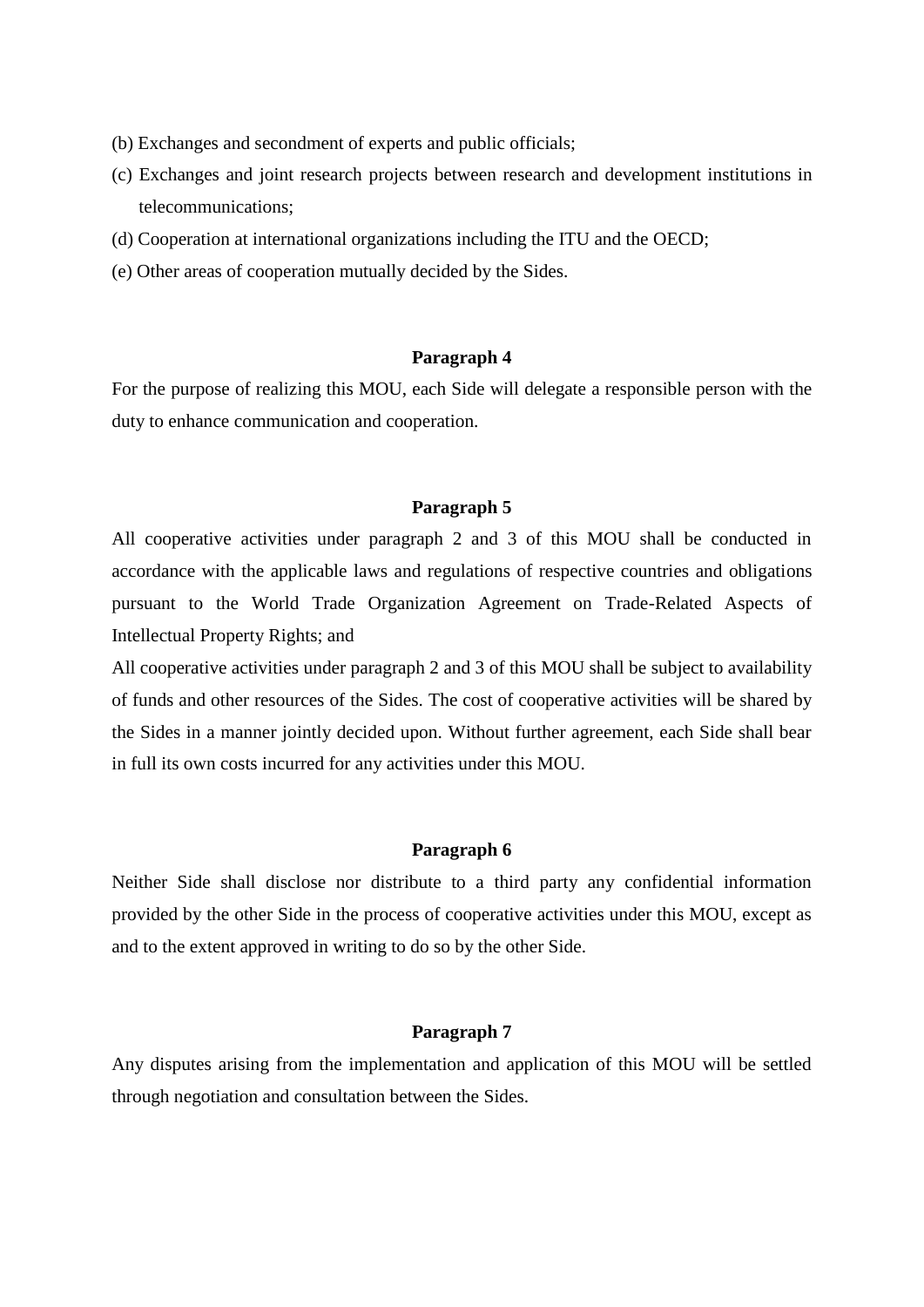(b) Exchanges and secondment of experts and public officials;

(c) Exchanges and joint research projects between research and development institutions in telecommunications;

(d) Cooperation at international organizations including the ITU and the OECD;

(e) Other areas of cooperation mutually decided by the Sides.

**Paragraph 4**

For the purpose of realizing this MOU, each Side will delegate a responsible person with the duty to enhance communication and cooperation.

**Paragraph 5**

All cooperative activities under paragraph 2 and 3 of this MOU shall be conducted in accordance with the applicable laws and regulations of respective countries and obligations pursuant to the World Trade Organization Agreement on Trade-Related Aspects of Intellectual Property Rights; and

All cooperative activities under paragraph 2 and 3 of this MOU shall be subject to availability of funds and other resources of the Sides. The cost of cooperative activities will be shared by the Sides in a manner jointly decided upon. Without further agreement, each Side shall bear in full its own costs incurred for any activities under this MOU.

**Paragraph 6**

Neither Side shall disclose nor distribute to a third party any confidential information provided by the other Side in the process of cooperative activities under this MOU, except as and to the extent approved in writing to do so by the other Side.

**Paragraph 7**

Any disputes arising from the implementation and application of this MOU will be settled through negotiation and consultation between the Sides.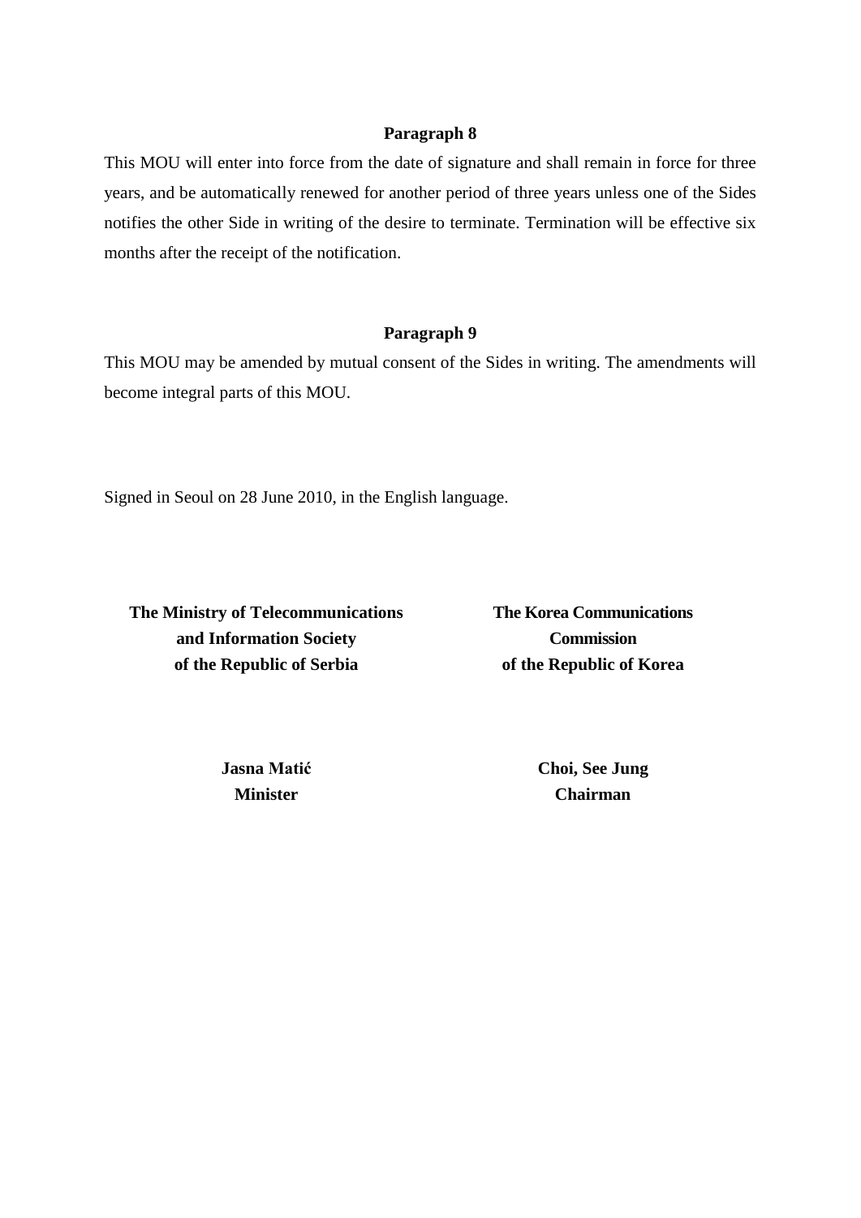**Paragraph 8**

This MOU will enter into force from the date of signature and shall remain in force for three years, and be automatically renewed for another period of three years unless one of the Sides notifies the other Side in writing of the desire to terminate. Termination will be effective six months after the receipt of the notification.

**Paragraph 9**

This MOU may be amended by mutual consent of the Sides in writing. The amendments will become integral parts of this MOU.

Signed in Seoul on 28 June 2010, in the English language.

| | |
|---|---|
| **The Ministry of Telecommunications and Information Society of the Republic of Serbia** | **The Korea Communications Commission of the Republic of Korea** |
| **Jasna Matić** | **Choi, See Jung** |
| **Minister** | **Chairman** |